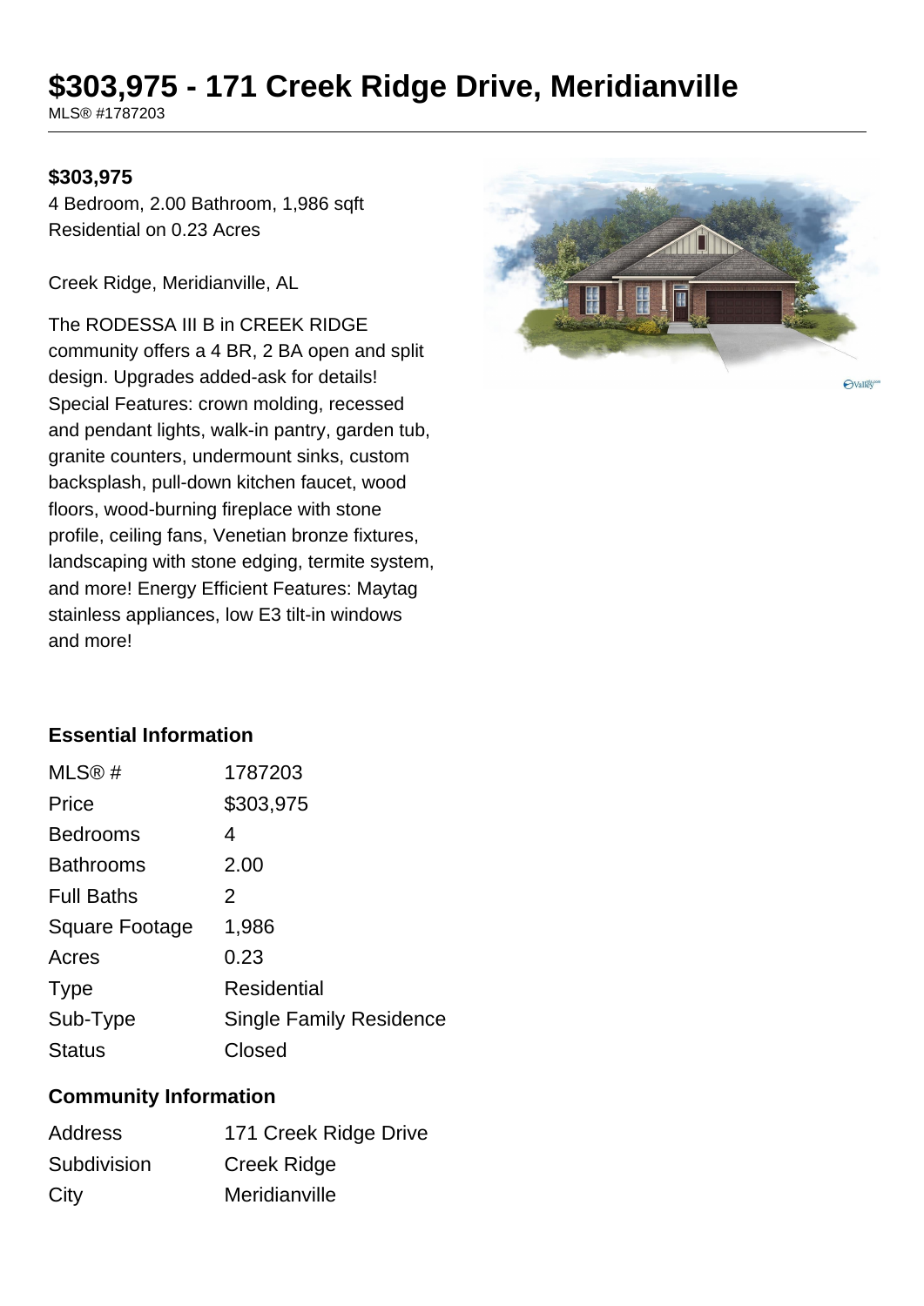# $303,975 - 171 Creek Ridge Drive, Meridianville

MLS® #1787203

**$303,975**

4 Bedroom, 2.00 Bathroom, 1,986 sqft
Residential on 0.23 Acres

Creek Ridge, Meridianville, AL

The RODESSA III B in CREEK RIDGE community offers a 4 BR, 2 BA open and split design. Upgrades added-ask for details! Special Features: crown molding, recessed and pendant lights, walk-in pantry, garden tub, granite counters, undermount sinks, custom backsplash, pull-down kitchen faucet, wood floors, wood-burning fireplace with stone profile, ceiling fans, Venetian bronze fixtures, landscaping with stone edging, termite system, and more! Energy Efficient Features: Maytag stainless appliances, low E3 tilt-in windows and more!

## Essential Information

| | |
|---|---|
| MLS® # | 1787203 |
| Price | $303,975 |
| Bedrooms | 4 |
| Bathrooms | 2.00 |
| Full Baths | 2 |
| Square Footage | 1,986 |
| Acres | 0.23 |
| Type | Residential |
| Sub-Type | Single Family Residence |
| Status | Closed |

## Community Information

| | |
|---|---|
| Address | 171 Creek Ridge Drive |
| Subdivision | Creek Ridge |
| City | Meridianville |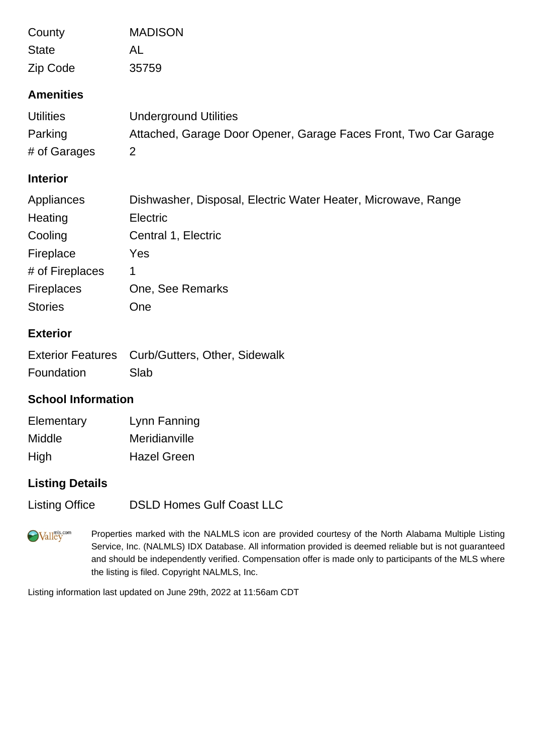| | |
|---|---|
| County | MADISON |
| State | AL |
| Zip Code | 35759 |

## Amenities

| | |
|---|---|
| Utilities | Underground Utilities |
| Parking | Attached, Garage Door Opener, Garage Faces Front, Two Car Garage |
| # of Garages | 2 |

## Interior

| | |
|---|---|
| Appliances | Dishwasher, Disposal, Electric Water Heater, Microwave, Range |
| Heating | Electric |
| Cooling | Central 1, Electric |
| Fireplace | Yes |
| # of Fireplaces | 1 |
| Fireplaces | One, See Remarks |
| Stories | One |

## Exterior

| | |
|---|---|
| Exterior Features | Curb/Gutters, Other, Sidewalk |
| Foundation | Slab |

## School Information

| | |
|---|---|
| Elementary | Lynn Fanning |
| Middle | Meridianville |
| High | Hazel Green |

## Listing Details

| | |
|---|---|
| Listing Office | DSLD Homes Gulf Coast LLC |

Properties marked with the NALMLS icon are provided courtesy of the North Alabama Multiple Listing Service, Inc. (NALMLS) IDX Database. All information provided is deemed reliable but is not guaranteed and should be independently verified. Compensation offer is made only to participants of the MLS where the listing is filed. Copyright NALMLS, Inc.

Listing information last updated on June 29th, 2022 at 11:56am CDT